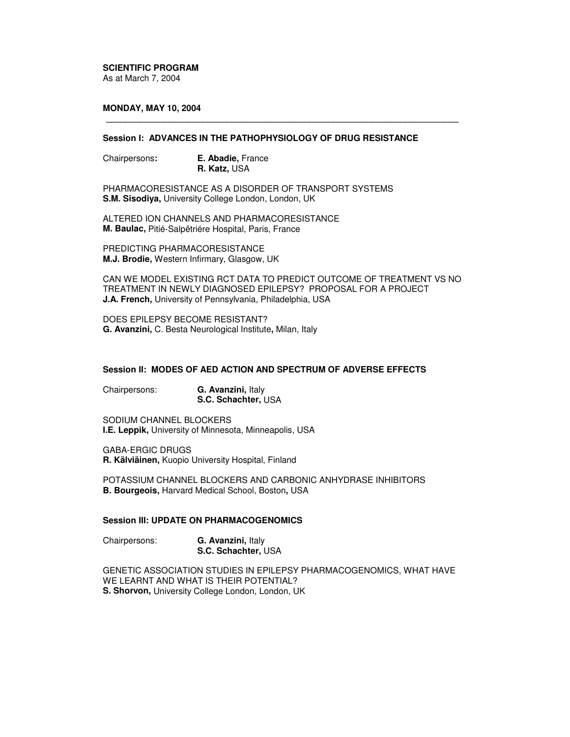**SCIENTIFIC PROGRAM**
As at March 7, 2004

**MONDAY, MAY 10, 2004**

---

**Session I: ADVANCES IN THE PATHOPHYSIOLOGY OF DRUG RESISTANCE**

Chairpersons**:** **E. Abadie,** France
**R. Katz,** USA

PHARMACORESISTANCE AS A DISORDER OF TRANSPORT SYSTEMS
**S.M. Sisodiya,** University College London, London, UK

ALTERED ION CHANNELS AND PHARMACORESISTANCE
**M. Baulac,** Pitié-Salpêtriére Hospital, Paris, France

PREDICTING PHARMACORESISTANCE
**M.J. Brodie,** Western Infirmary, Glasgow, UK

CAN WE MODEL EXISTING RCT DATA TO PREDICT OUTCOME OF TREATMENT VS NO TREATMENT IN NEWLY DIAGNOSED EPILEPSY? PROPOSAL FOR A PROJECT
**J.A. French,** University of Pennsylvania, Philadelphia, USA

DOES EPILEPSY BECOME RESISTANT?
**G. Avanzini,** C. Besta Neurological Institute**,** Milan, Italy

**Session II: MODES OF AED ACTION AND SPECTRUM OF ADVERSE EFFECTS**

Chairpersons: **G. Avanzini,** Italy
**S.C. Schachter,** USA

SODIUM CHANNEL BLOCKERS
**I.E. Leppik,** University of Minnesota, Minneapolis, USA

GABA-ERGIC DRUGS
**R. Kälviäinen,** Kuopio University Hospital, Finland

POTASSIUM CHANNEL BLOCKERS AND CARBONIC ANHYDRASE INHIBITORS
**B. Bourgeois,** Harvard Medical School, Boston**,** USA

**Session III: UPDATE ON PHARMACOGENOMICS**

Chairpersons: **G. Avanzini,** Italy
**S.C. Schachter,** USA

GENETIC ASSOCIATION STUDIES IN EPILEPSY PHARMACOGENOMICS, WHAT HAVE WE LEARNT AND WHAT IS THEIR POTENTIAL?
**S. Shorvon,** University College London, London, UK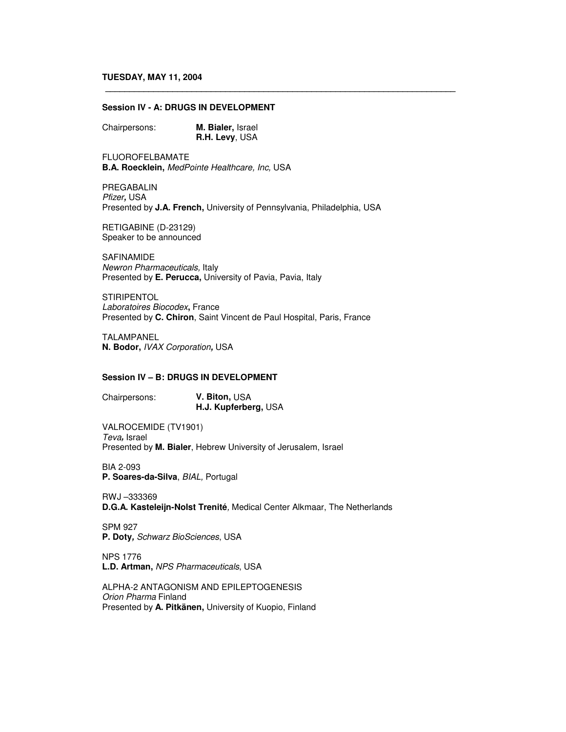**TUESDAY, MAY 11, 2004**

---

### Session IV - A: DRUGS IN DEVELOPMENT

Chairpersons: **M. Bialer,** Israel
**R.H. Levy**, USA

FLUOROFELBAMATE
**B.A. Roecklein,** *MedPointe Healthcare, Inc,* USA

PREGABALIN
*Pfizer,* USA
Presented by **J.A. French,** University of Pennsylvania, Philadelphia, USA

RETIGABINE (D-23129)
Speaker to be announced

SAFINAMIDE
*Newron Pharmaceuticals,* Italy
Presented by **E. Perucca,** University of Pavia, Pavia, Italy

STIRIPENTOL
*Laboratoires Biocodex***,** France
Presented by **C. Chiron**, Saint Vincent de Paul Hospital, Paris, France

TALAMPANEL
**N. Bodor,** *IVAX Corporation,* USA

### Session IV – B: DRUGS IN DEVELOPMENT

Chairpersons: **V. Biton,** USA
**H.J. Kupferberg,** USA

VALROCEMIDE (TV1901)
*Teva,* Israel
Presented by **M. Bialer**, Hebrew University of Jerusalem, Israel

BIA 2-093
**P. Soares-da-Silva**, *BIAL,* Portugal

RWJ –333369
**D.G.A. Kasteleijn-Nolst Trenité***,* Medical Center Alkmaar, The Netherlands

SPM 927
**P. Doty***,* *Schwarz BioSciences*, USA

NPS 1776
**L.D. Artman,** *NPS Pharmaceuticals*, USA

ALPHA-2 ANTAGONISM AND EPILEPTOGENESIS
*Orion Pharma* Finland
Presented by **A. Pitkänen,** University of Kuopio, Finland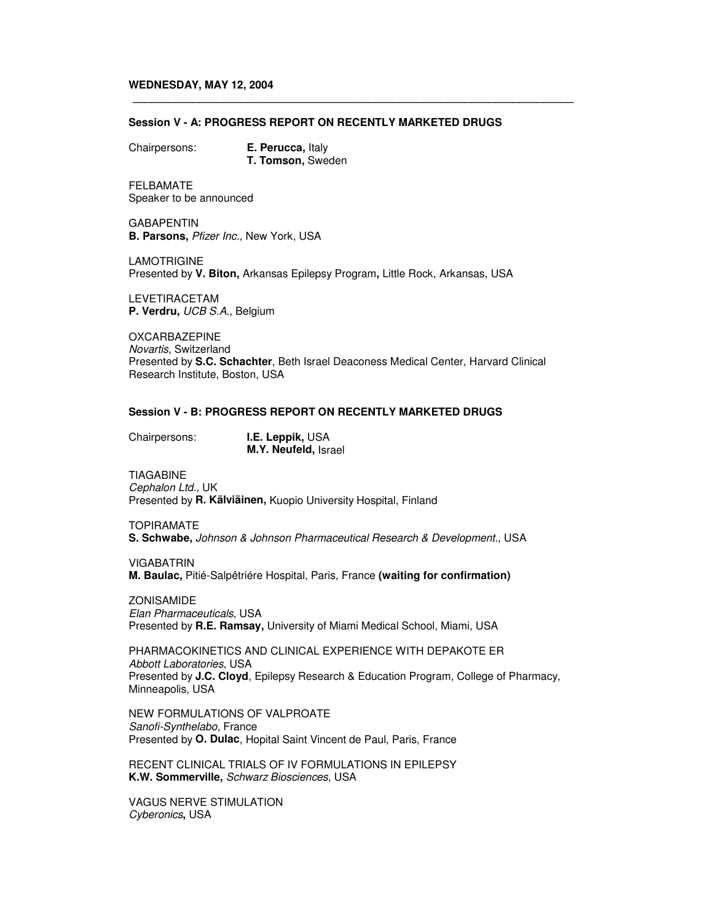**WEDNESDAY, MAY 12, 2004**

---

**Session V - A: PROGRESS REPORT ON RECENTLY MARKETED DRUGS**

Chairpersons: **E. Perucca,** Italy
**T. Tomson,** Sweden

FELBAMATE
Speaker to be announced

GABAPENTIN
**B. Parsons,** *Pfizer Inc.,* New York, USA

LAMOTRIGINE
Presented by **V. Biton,** Arkansas Epilepsy Program**,** Little Rock, Arkansas, USA

LEVETIRACETAM
**P. Verdru,** *UCB S.A.,* Belgium

OXCARBAZEPINE
*Novartis*, Switzerland
Presented by **S.C. Schachter**, Beth Israel Deaconess Medical Center, Harvard Clinical Research Institute, Boston, USA

**Session V - B: PROGRESS REPORT ON RECENTLY MARKETED DRUGS**

Chairpersons: **I.E. Leppik,** USA
**M.Y. Neufeld,** Israel

TIAGABINE
*Cephalon Ltd.,* UK
Presented by **R. Kälviäinen,** Kuopio University Hospital, Finland

TOPIRAMATE
**S. Schwabe,** *Johnson & Johnson Pharmaceutical Research & Development.,* USA

VIGABATRIN
**M. Baulac,** Pitié-Salpêtriére Hospital, Paris, France **(waiting for confirmation)**

ZONISAMIDE
*Elan Pharmaceuticals*, USA
Presented by **R.E. Ramsay,** University of Miami Medical School, Miami, USA

PHARMACOKINETICS AND CLINICAL EXPERIENCE WITH DEPAKOTE ER
*Abbott Laboratories*, USA
Presented by **J.C. Cloyd**, Epilepsy Research & Education Program, College of Pharmacy, Minneapolis, USA

NEW FORMULATIONS OF VALPROATE
*Sanofi-Synthelabo,* France
Presented by **O. Dulac**, Hopital Saint Vincent de Paul, Paris, France

RECENT CLINICAL TRIALS OF IV FORMULATIONS IN EPILEPSY
**K.W. Sommerville,** *Schwarz Biosciences,* USA

VAGUS NERVE STIMULATION
*Cyberonics***,** USA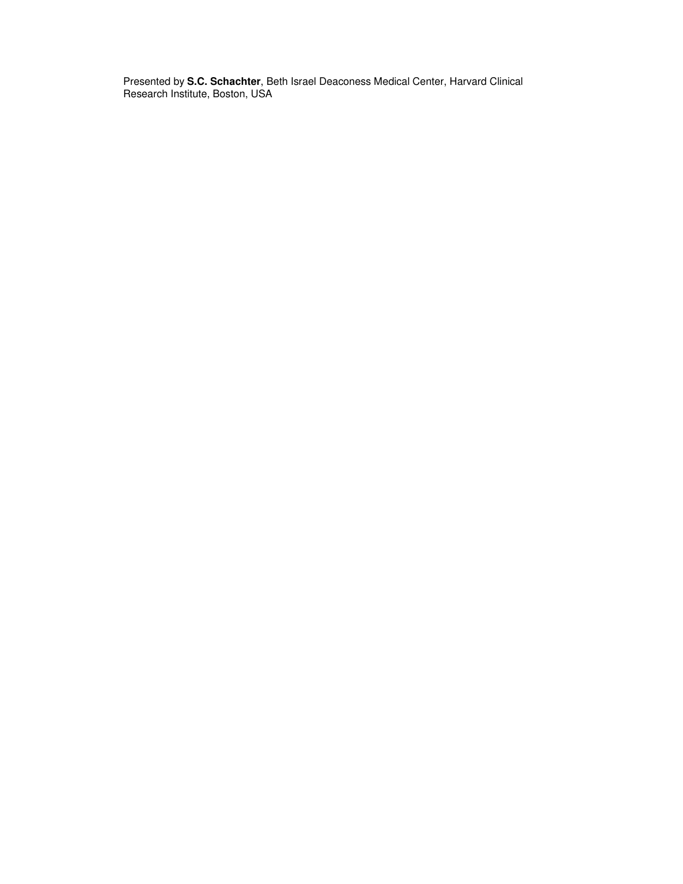Presented by **S.C. Schachter**, Beth Israel Deaconess Medical Center, Harvard Clinical Research Institute, Boston, USA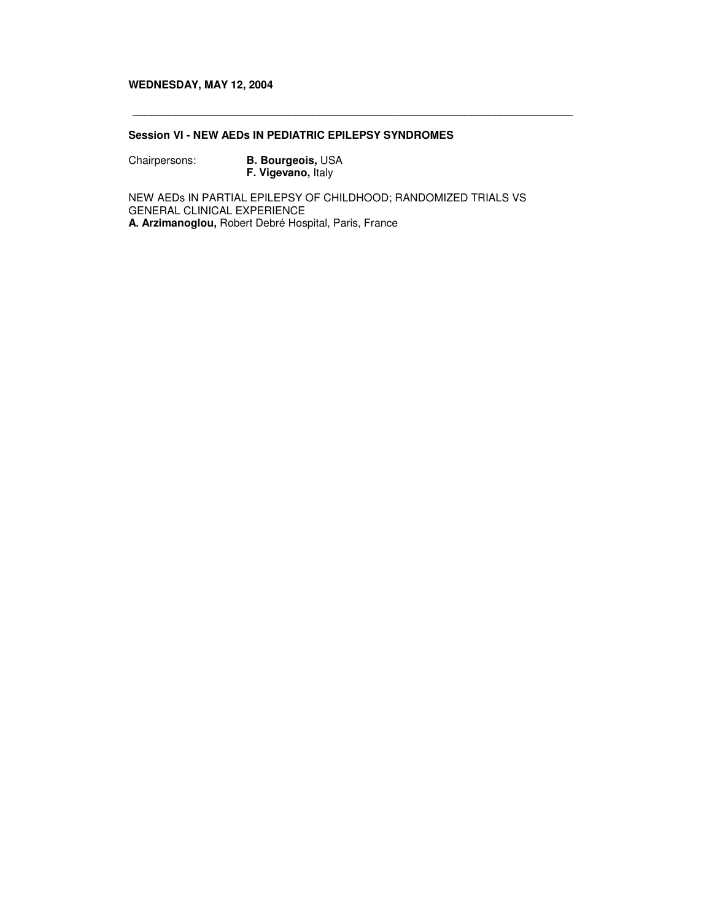**WEDNESDAY, MAY 12, 2004**

---

**Session VI - NEW AEDs IN PEDIATRIC EPILEPSY SYNDROMES**

Chairpersons: **B. Bourgeois,** USA
**F. Vigevano,** Italy

NEW AEDs IN PARTIAL EPILEPSY OF CHILDHOOD; RANDOMIZED TRIALS VS GENERAL CLINICAL EXPERIENCE
**A. Arzimanoglou,** Robert Debré Hospital, Paris, France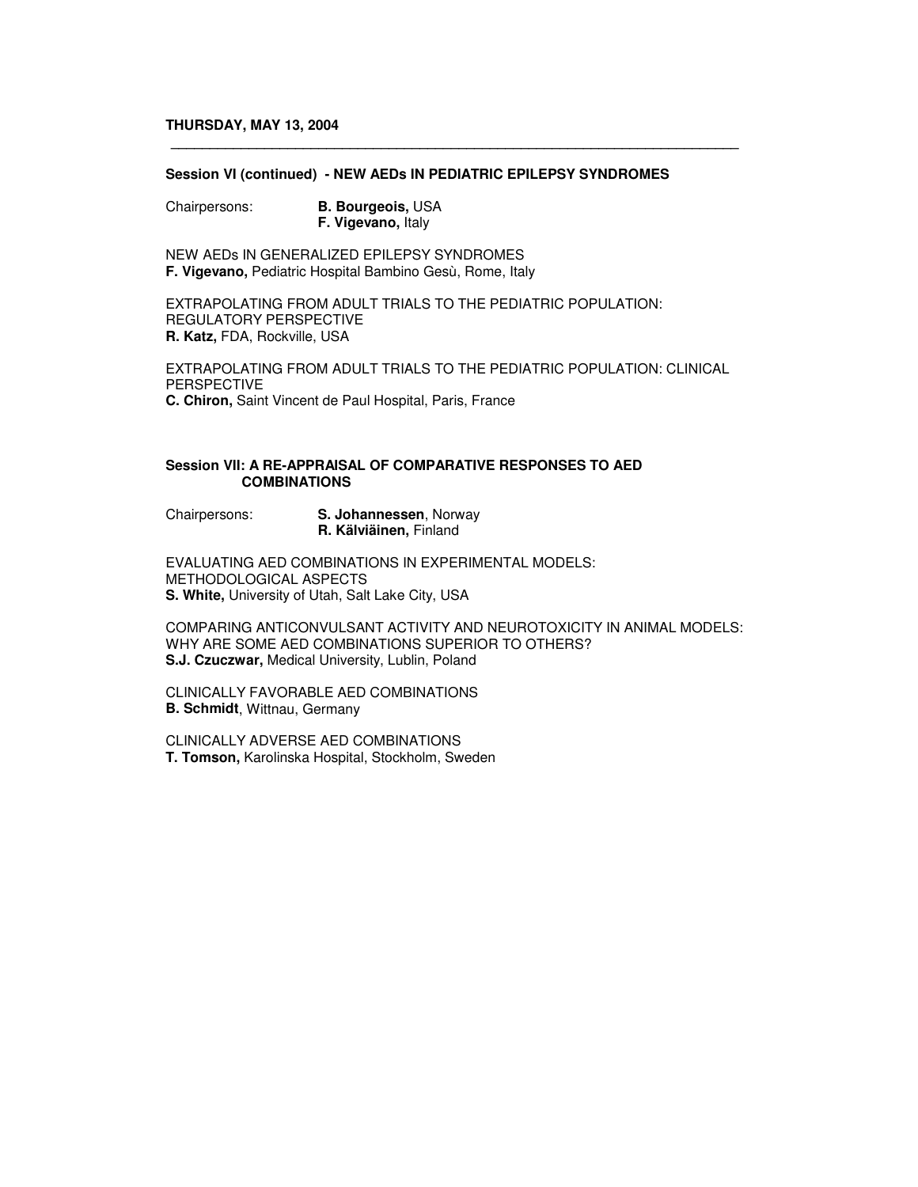**THURSDAY, MAY 13, 2004**

---

**Session VI (continued) - NEW AEDs IN PEDIATRIC EPILEPSY SYNDROMES**

Chairpersons: **B. Bourgeois,** USA
**F. Vigevano,** Italy

NEW AEDs IN GENERALIZED EPILEPSY SYNDROMES
**F. Vigevano,** Pediatric Hospital Bambino Gesù, Rome, Italy

EXTRAPOLATING FROM ADULT TRIALS TO THE PEDIATRIC POPULATION: REGULATORY PERSPECTIVE
**R. Katz,** FDA, Rockville, USA

EXTRAPOLATING FROM ADULT TRIALS TO THE PEDIATRIC POPULATION: CLINICAL PERSPECTIVE
**C. Chiron,** Saint Vincent de Paul Hospital, Paris, France

**Session VII: A RE-APPRAISAL OF COMPARATIVE RESPONSES TO AED COMBINATIONS**

Chairpersons: **S. Johannessen**, Norway
**R. Kälviäinen,** Finland

EVALUATING AED COMBINATIONS IN EXPERIMENTAL MODELS: METHODOLOGICAL ASPECTS
**S. White,** University of Utah, Salt Lake City, USA

COMPARING ANTICONVULSANT ACTIVITY AND NEUROTOXICITY IN ANIMAL MODELS: WHY ARE SOME AED COMBINATIONS SUPERIOR TO OTHERS?
**S.J. Czuczwar,** Medical University, Lublin, Poland

CLINICALLY FAVORABLE AED COMBINATIONS
**B. Schmidt**, Wittnau, Germany

CLINICALLY ADVERSE AED COMBINATIONS
**T. Tomson,** Karolinska Hospital, Stockholm, Sweden